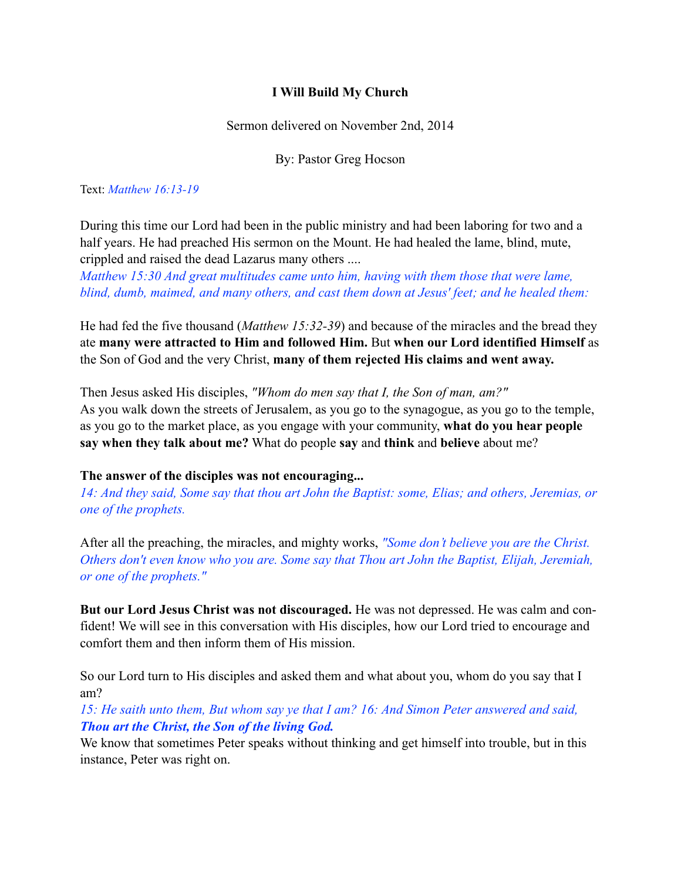**I Will Build My Church**

Sermon delivered on November 2nd, 2014

By: Pastor Greg Hocson

Text: *Matthew 16:13-19*

During this time our Lord had been in the public ministry and had been laboring for two and a half years. He had preached His sermon on the Mount. He had healed the lame, blind, mute, crippled and raised the dead Lazarus many others ....
*Matthew 15:30 And great multitudes came unto him, having with them those that were lame, blind, dumb, maimed, and many others, and cast them down at Jesus' feet; and he healed them:*

He had fed the five thousand (*Matthew 15:32-39*) and because of the miracles and the bread they ate **many were attracted to Him and followed Him.** But **when our Lord identified Himself** as the Son of God and the very Christ, **many of them rejected His claims and went away.**

Then Jesus asked His disciples, *"Whom do men say that I, the Son of man, am?"*
As you walk down the streets of Jerusalem, as you go to the synagogue, as you go to the temple, as you go to the market place, as you engage with your community, **what do you hear people say when they talk about me?** What do people **say** and **think** and **believe** about me?

**The answer of the disciples was not encouraging...**
*14: And they said, Some say that thou art John the Baptist: some, Elias; and others, Jeremias, or one of the prophets.*

After all the preaching, the miracles, and mighty works, *"Some don't believe you are the Christ. Others don't even know who you are. Some say that Thou art John the Baptist, Elijah, Jeremiah, or one of the prophets."*

**But our Lord Jesus Christ was not discouraged.** He was not depressed. He was calm and confident! We will see in this conversation with His disciples, how our Lord tried to encourage and comfort them and then inform them of His mission.

So our Lord turn to His disciples and asked them and what about you, whom do you say that I am?
*15: He saith unto them, But whom say ye that I am? 16: And Simon Peter answered and said,* ***Thou art the Christ, the Son of the living God.***
We know that sometimes Peter speaks without thinking and get himself into trouble, but in this instance, Peter was right on.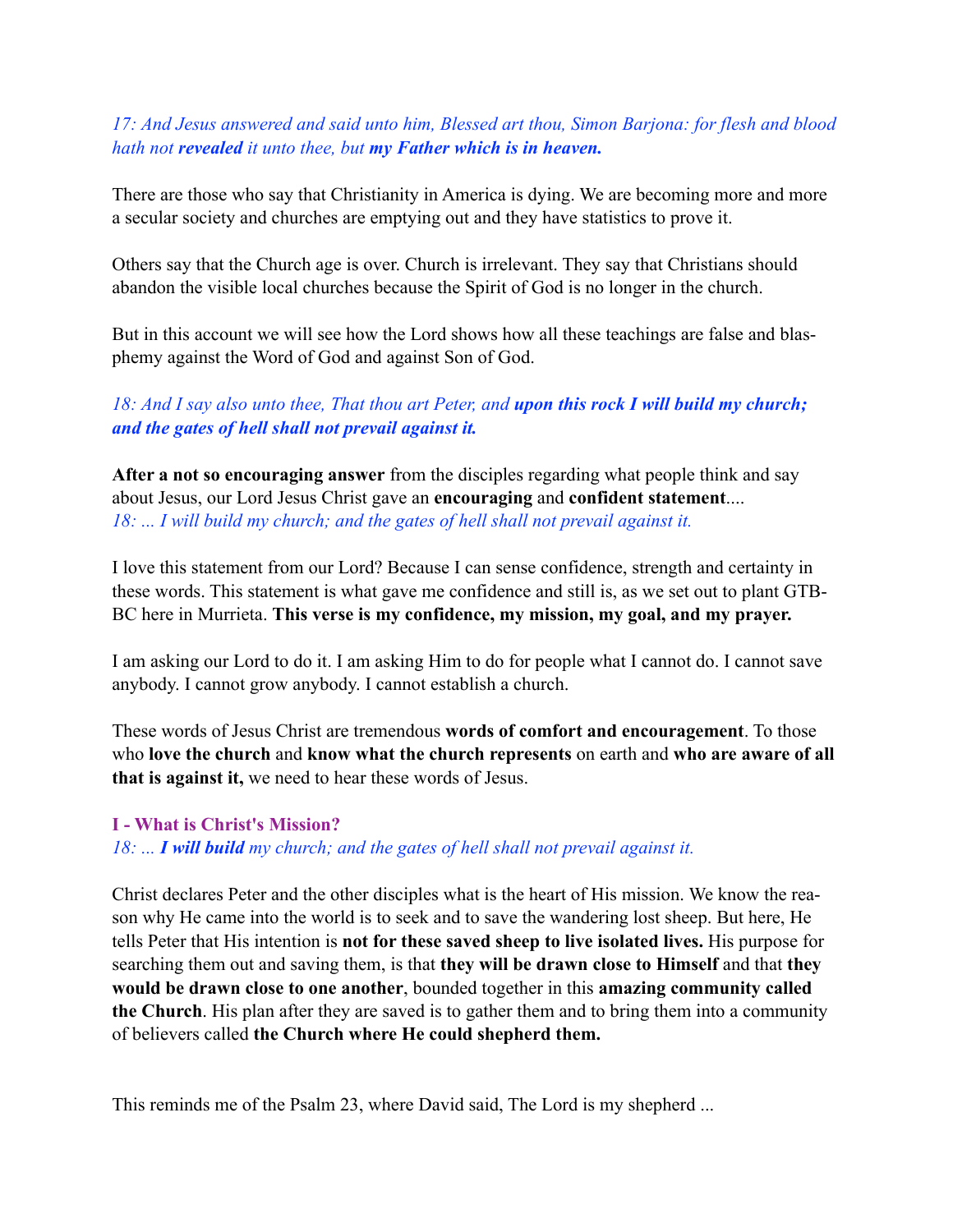*17: And Jesus answered and said unto him, Blessed art thou, Simon Barjona: for flesh and blood hath not **revealed** it unto thee, but **my Father which is in heaven.***

There are those who say that Christianity in America is dying. We are becoming more and more a secular society and churches are emptying out and they have statistics to prove it.

Others say that the Church age is over. Church is irrelevant. They say that Christians should abandon the visible local churches because the Spirit of God is no longer in the church.

But in this account we will see how the Lord shows how all these teachings are false and blasphemy against the Word of God and against Son of God.

*18: And I say also unto thee, That thou art Peter, and **upon this rock I will build my church; and the gates of hell shall not prevail against it.***

**After a not so encouraging answer** from the disciples regarding what people think and say about Jesus, our Lord Jesus Christ gave an **encouraging** and **confident statement**....
*18: ... I will build my church; and the gates of hell shall not prevail against it.*

I love this statement from our Lord? Because I can sense confidence, strength and certainty in these words. This statement is what gave me confidence and still is, as we set out to plant GTBBC here in Murrieta. **This verse is my confidence, my mission, my goal, and my prayer.**

I am asking our Lord to do it. I am asking Him to do for people what I cannot do. I cannot save anybody. I cannot grow anybody. I cannot establish a church.

These words of Jesus Christ are tremendous **words of comfort and encouragement**. To those who **love the church** and **know what the church represents** on earth and **who are aware of all that is against it,** we need to hear these words of Jesus.

### I - What is Christ's Mission?

*18: ... **I will build** my church; and the gates of hell shall not prevail against it.*

Christ declares Peter and the other disciples what is the heart of His mission. We know the reason why He came into the world is to seek and to save the wandering lost sheep. But here, He tells Peter that His intention is **not for these saved sheep to live isolated lives.** His purpose for searching them out and saving them, is that **they will be drawn close to Himself** and that **they would be drawn close to one another**, bounded together in this **amazing community called the Church**. His plan after they are saved is to gather them and to bring them into a community of believers called **the Church where He could shepherd them.**

This reminds me of the Psalm 23, where David said, The Lord is my shepherd ...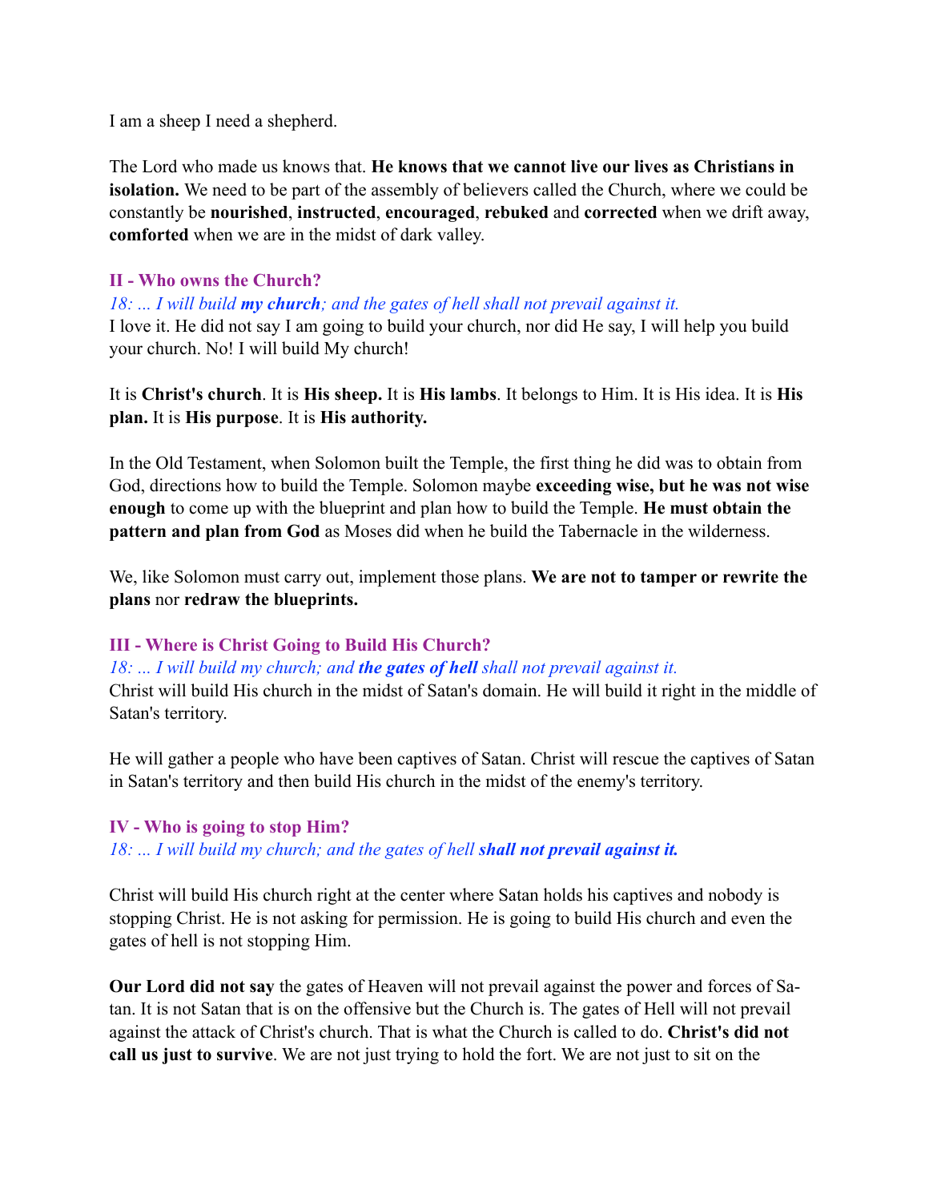I am a sheep I need a shepherd.

The Lord who made us knows that. **He knows that we cannot live our lives as Christians in isolation.** We need to be part of the assembly of believers called the Church, where we could be constantly be **nourished**, **instructed**, **encouraged**, **rebuked** and **corrected** when we drift away, **comforted** when we are in the midst of dark valley.

### II - Who owns the Church?

*18: ... I will build **my church**; and the gates of hell shall not prevail against it.*

I love it. He did not say I am going to build your church, nor did He say, I will help you build your church. No! I will build My church!

It is **Christ's church**. It is **His sheep.** It is **His lambs**. It belongs to Him. It is His idea. It is **His plan.** It is **His purpose**. It is **His authority.**

In the Old Testament, when Solomon built the Temple, the first thing he did was to obtain from God, directions how to build the Temple. Solomon maybe **exceeding wise, but he was not wise enough** to come up with the blueprint and plan how to build the Temple. **He must obtain the pattern and plan from God** as Moses did when he build the Tabernacle in the wilderness.

We, like Solomon must carry out, implement those plans. **We are not to tamper or rewrite the plans** nor **redraw the blueprints.**

### III - Where is Christ Going to Build His Church?

*18: ... I will build my church; and **the gates of hell** shall not prevail against it.*

Christ will build His church in the midst of Satan's domain. He will build it right in the middle of Satan's territory.

He will gather a people who have been captives of Satan. Christ will rescue the captives of Satan in Satan's territory and then build His church in the midst of the enemy's territory.

### IV - Who is going to stop Him?

*18: ... I will build my church; and the gates of hell **shall not prevail against it.***

Christ will build His church right at the center where Satan holds his captives and nobody is stopping Christ. He is not asking for permission. He is going to build His church and even the gates of hell is not stopping Him.

**Our Lord did not say** the gates of Heaven will not prevail against the power and forces of Satan. It is not Satan that is on the offensive but the Church is. The gates of Hell will not prevail against the attack of Christ's church. That is what the Church is called to do. **Christ's did not call us just to survive**. We are not just trying to hold the fort. We are not just to sit on the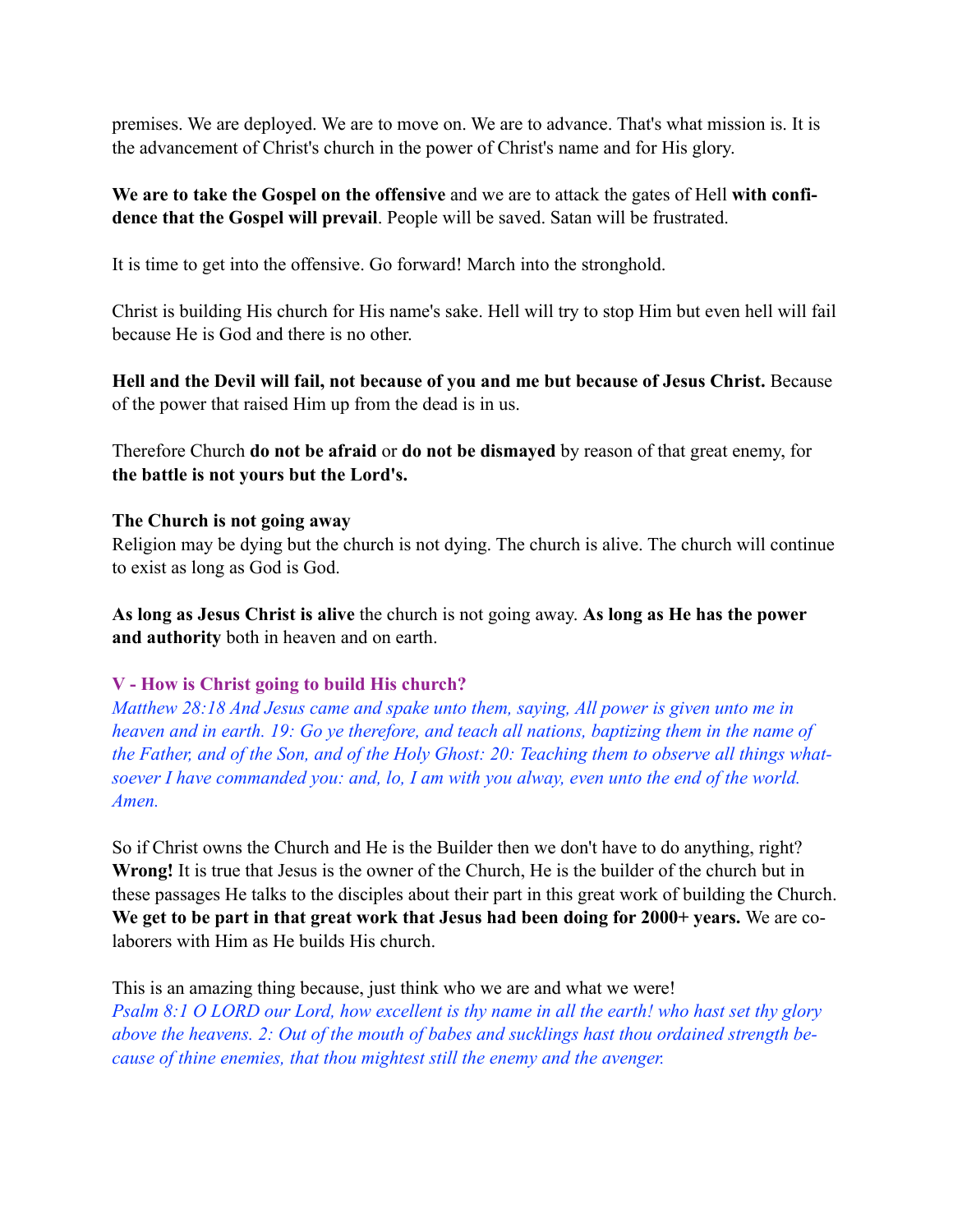premises. We are deployed. We are to move on. We are to advance. That's what mission is. It is the advancement of Christ's church in the power of Christ's name and for His glory.

**We are to take the Gospel on the offensive** and we are to attack the gates of Hell **with confidence that the Gospel will prevail**. People will be saved. Satan will be frustrated.

It is time to get into the offensive. Go forward! March into the stronghold.

Christ is building His church for His name's sake. Hell will try to stop Him but even hell will fail because He is God and there is no other.

**Hell and the Devil will fail, not because of you and me but because of Jesus Christ.** Because of the power that raised Him up from the dead is in us.

Therefore Church **do not be afraid** or **do not be dismayed** by reason of that great enemy, for **the battle is not yours but the Lord's.**

**The Church is not going away**
Religion may be dying but the church is not dying. The church is alive. The church will continue to exist as long as God is God.

**As long as Jesus Christ is alive** the church is not going away. **As long as He has the power and authority** both in heaven and on earth.

### V - How is Christ going to build His church?

*Matthew 28:18 And Jesus came and spake unto them, saying, All power is given unto me in heaven and in earth. 19: Go ye therefore, and teach all nations, baptizing them in the name of the Father, and of the Son, and of the Holy Ghost: 20: Teaching them to observe all things whatsoever I have commanded you: and, lo, I am with you alway, even unto the end of the world. Amen.*

So if Christ owns the Church and He is the Builder then we don't have to do anything, right? **Wrong!** It is true that Jesus is the owner of the Church, He is the builder of the church but in these passages He talks to the disciples about their part in this great work of building the Church. **We get to be part in that great work that Jesus had been doing for 2000+ years.** We are co-laborers with Him as He builds His church.

This is an amazing thing because, just think who we are and what we were!
*Psalm 8:1 O LORD our Lord, how excellent is thy name in all the earth! who hast set thy glory above the heavens. 2: Out of the mouth of babes and sucklings hast thou ordained strength because of thine enemies, that thou mightest still the enemy and the avenger.*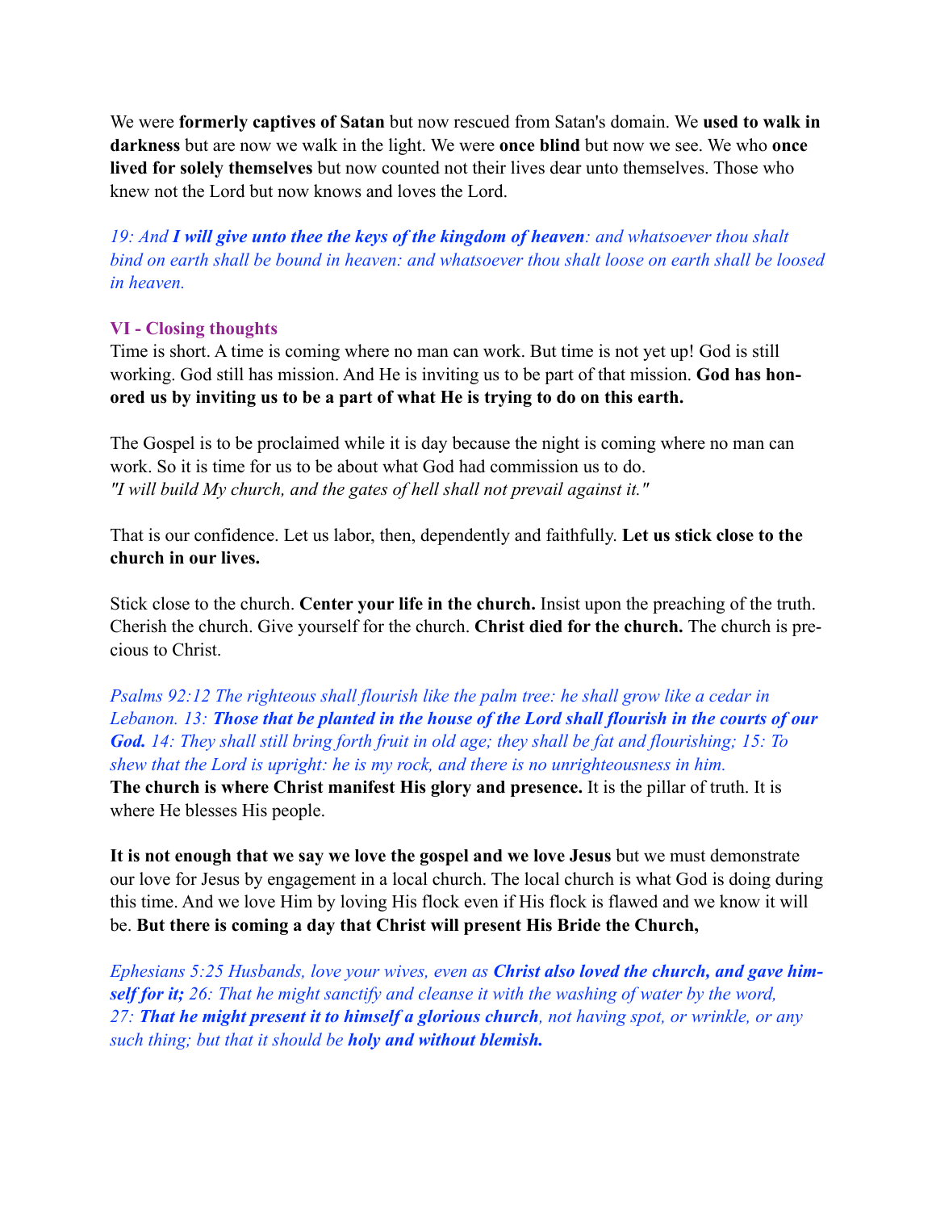We were **formerly captives of Satan** but now rescued from Satan's domain. We **used to walk in darkness** but are now we walk in the light. We were **once blind** but now we see. We who **once lived for solely themselves** but now counted not their lives dear unto themselves. Those who knew not the Lord but now knows and loves the Lord.

*19: And **I will give unto thee the keys of the kingdom of heaven**: and whatsoever thou shalt bind on earth shall be bound in heaven: and whatsoever thou shalt loose on earth shall be loosed in heaven.*

### VI - Closing thoughts

Time is short. A time is coming where no man can work. But time is not yet up! God is still working. God still has mission. And He is inviting us to be part of that mission. **God has honored us by inviting us to be a part of what He is trying to do on this earth.**

The Gospel is to be proclaimed while it is day because the night is coming where no man can work. So it is time for us to be about what God had commission us to do.
*"I will build My church, and the gates of hell shall not prevail against it."*

That is our confidence. Let us labor, then, dependently and faithfully. **Let us stick close to the church in our lives.**

Stick close to the church. **Center your life in the church.** Insist upon the preaching of the truth. Cherish the church. Give yourself for the church. **Christ died for the church.** The church is precious to Christ.

*Psalms 92:12 The righteous shall flourish like the palm tree: he shall grow like a cedar in Lebanon. 13: **Those that be planted in the house of the Lord shall flourish in the courts of our God.** 14: They shall still bring forth fruit in old age; they shall be fat and flourishing; 15: To shew that the Lord is upright: he is my rock, and there is no unrighteousness in him.*
**The church is where Christ manifest His glory and presence.** It is the pillar of truth. It is where He blesses His people.

**It is not enough that we say we love the gospel and we love Jesus** but we must demonstrate our love for Jesus by engagement in a local church. The local church is what God is doing during this time. And we love Him by loving His flock even if His flock is flawed and we know it will be. **But there is coming a day that Christ will present His Bride the Church,**

*Ephesians 5:25 Husbands, love your wives, even as **Christ also loved the church, and gave himself for it;** 26: That he might sanctify and cleanse it with the washing of water by the word, 27: **That he might present it to himself a glorious church**, not having spot, or wrinkle, or any such thing; but that it should be **holy and without blemish.***